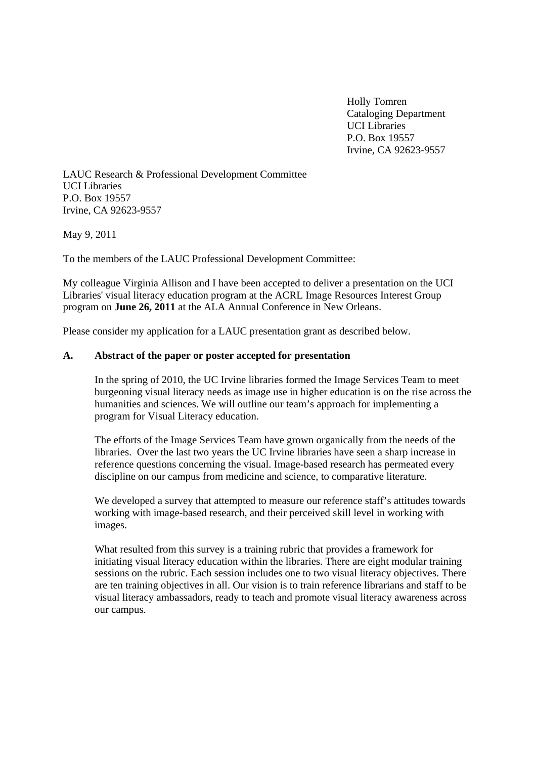Holly Tomren
Cataloging Department
UCI Libraries
P.O. Box 19557
Irvine, CA 92623-9557

LAUC Research & Professional Development Committee
UCI Libraries
P.O. Box 19557
Irvine, CA 92623-9557

May 9, 2011

To the members of the LAUC Professional Development Committee:

My colleague Virginia Allison and I have been accepted to deliver a presentation on the UCI Libraries' visual literacy education program at the ACRL Image Resources Interest Group program on **June 26, 2011** at the ALA Annual Conference in New Orleans.

Please consider my application for a LAUC presentation grant as described below.

**A. Abstract of the paper or poster accepted for presentation**

In the spring of 2010, the UC Irvine libraries formed the Image Services Team to meet burgeoning visual literacy needs as image use in higher education is on the rise across the humanities and sciences. We will outline our team's approach for implementing a program for Visual Literacy education.

The efforts of the Image Services Team have grown organically from the needs of the libraries. Over the last two years the UC Irvine libraries have seen a sharp increase in reference questions concerning the visual. Image-based research has permeated every discipline on our campus from medicine and science, to comparative literature.

We developed a survey that attempted to measure our reference staff's attitudes towards working with image-based research, and their perceived skill level in working with images.

What resulted from this survey is a training rubric that provides a framework for initiating visual literacy education within the libraries. There are eight modular training sessions on the rubric. Each session includes one to two visual literacy objectives. There are ten training objectives in all. Our vision is to train reference librarians and staff to be visual literacy ambassadors, ready to teach and promote visual literacy awareness across our campus.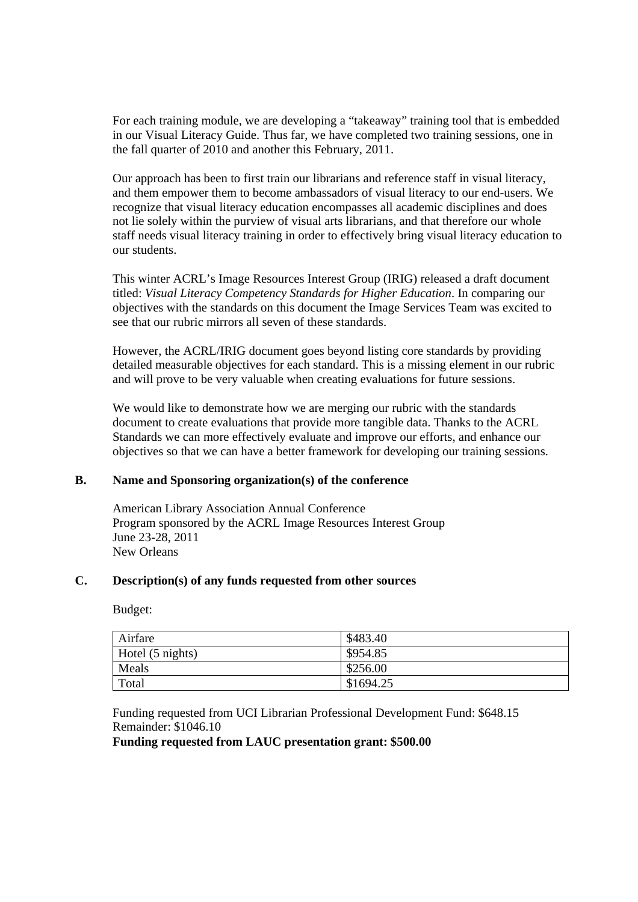For each training module, we are developing a "takeaway" training tool that is embedded in our Visual Literacy Guide. Thus far, we have completed two training sessions, one in the fall quarter of 2010 and another this February, 2011.

Our approach has been to first train our librarians and reference staff in visual literacy, and them empower them to become ambassadors of visual literacy to our end-users. We recognize that visual literacy education encompasses all academic disciplines and does not lie solely within the purview of visual arts librarians, and that therefore our whole staff needs visual literacy training in order to effectively bring visual literacy education to our students.

This winter ACRL's Image Resources Interest Group (IRIG) released a draft document titled: *Visual Literacy Competency Standards for Higher Education*. In comparing our objectives with the standards on this document the Image Services Team was excited to see that our rubric mirrors all seven of these standards.

However, the ACRL/IRIG document goes beyond listing core standards by providing detailed measurable objectives for each standard. This is a missing element in our rubric and will prove to be very valuable when creating evaluations for future sessions.

We would like to demonstrate how we are merging our rubric with the standards document to create evaluations that provide more tangible data. Thanks to the ACRL Standards we can more effectively evaluate and improve our efforts, and enhance our objectives so that we can have a better framework for developing our training sessions.

**B. Name and Sponsoring organization(s) of the conference**

American Library Association Annual Conference
Program sponsored by the ACRL Image Resources Interest Group
June 23-28, 2011
New Orleans

**C. Description(s) of any funds requested from other sources**

Budget:

| | |
|---|---|
| Airfare | \$483.40 |
| Hotel (5 nights) | \$954.85 |
| Meals | \$256.00 |
| Total | \$1694.25 |

Funding requested from UCI Librarian Professional Development Fund: \$648.15
Remainder: \$1046.10
**Funding requested from LAUC presentation grant: \$500.00**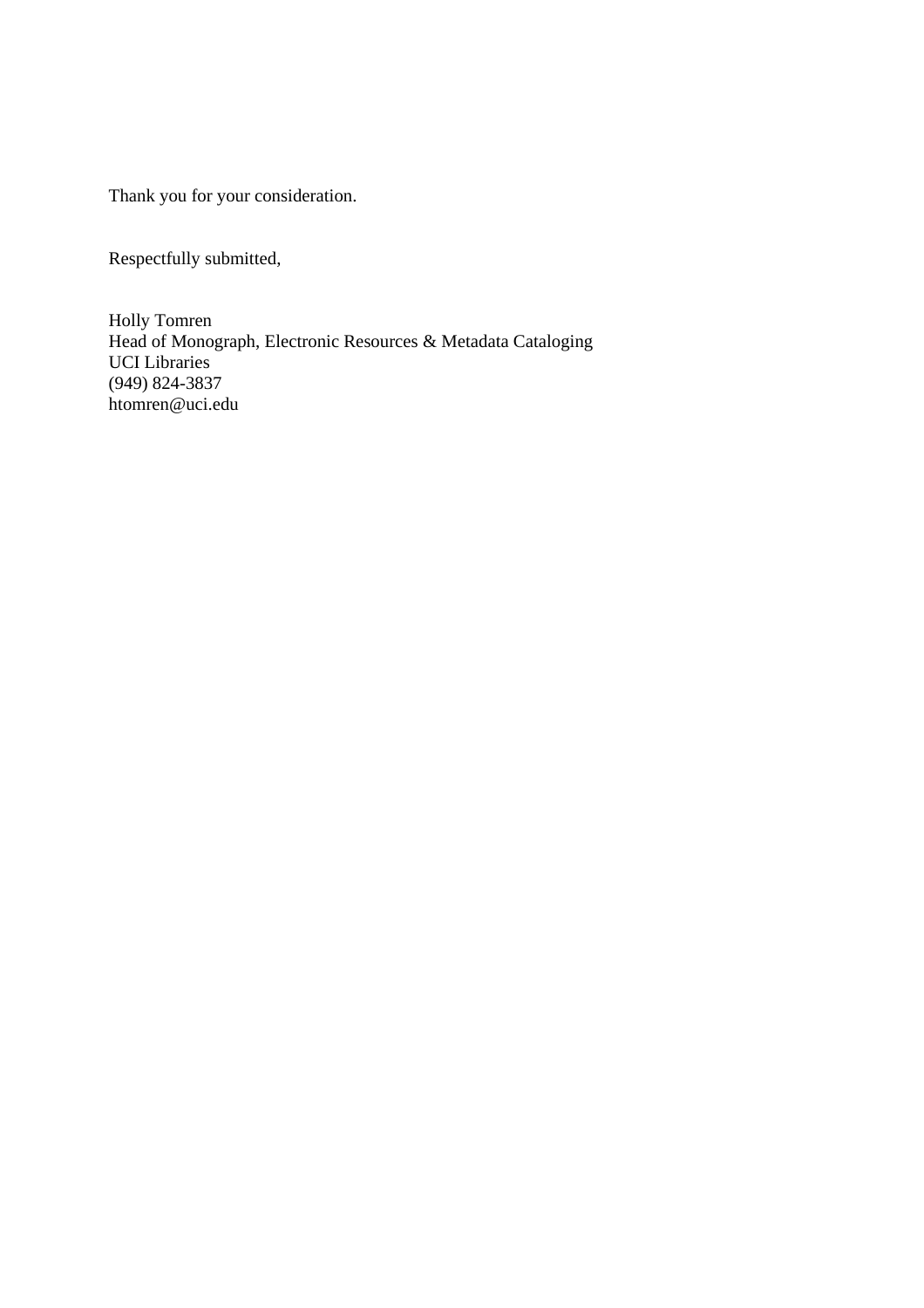Thank you for your consideration.

Respectfully submitted,

Holly Tomren  
Head of Monograph, Electronic Resources & Metadata Cataloging  
UCI Libraries  
(949) 824-3837  
htomren@uci.edu